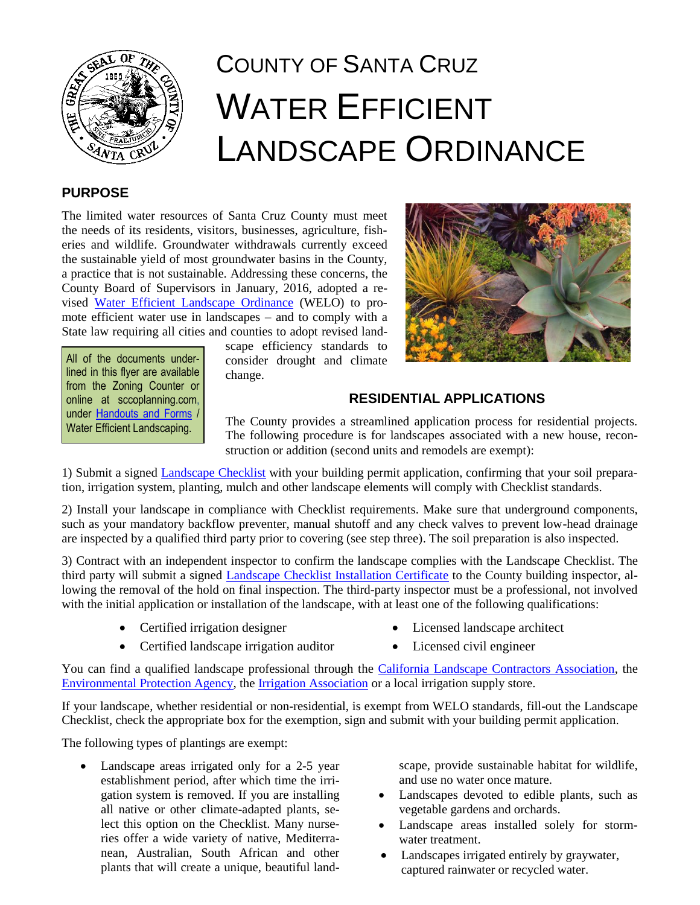# County of Santa Cruz

# Water Efficient Landscape Ordinance

## PURPOSE

The limited water resources of Santa Cruz County must meet the needs of its residents, visitors, businesses, agriculture, fisheries and wildlife. Groundwater withdrawals currently exceed the sustainable yield of most groundwater basins in the County, a practice that is not sustainable. Addressing these concerns, the County Board of Supervisors in January, 2016, adopted a revised Water Efficient Landscape Ordinance (WELO) to promote efficient water use in landscapes – and to comply with a State law requiring all cities and counties to adopt revised landscape efficiency standards to consider drought and climate change.

All of the documents underlined in this flyer are available from the Zoning Counter or online at sccoplanning.com, under Handouts and Forms / Water Efficient Landscaping.

## RESIDENTIAL APPLICATIONS

The County provides a streamlined application process for residential projects. The following procedure is for landscapes associated with a new house, reconstruction or addition (second units and remodels are exempt):

1) Submit a signed Landscape Checklist with your building permit application, confirming that your soil preparation, irrigation system, planting, mulch and other landscape elements will comply with Checklist standards.

2) Install your landscape in compliance with Checklist requirements. Make sure that underground components, such as your mandatory backflow preventer, manual shutoff and any check valves to prevent low-head drainage are inspected by a qualified third party prior to covering (see step three). The soil preparation is also inspected.

3) Contract with an independent inspector to confirm the landscape complies with the Landscape Checklist. The third party will submit a signed Landscape Checklist Installation Certificate to the County building inspector, allowing the removal of the hold on final inspection. The third-party inspector must be a professional, not involved with the initial application or installation of the landscape, with at least one of the following qualifications:

- Certified irrigation designer
- Certified landscape irrigation auditor
- Licensed landscape architect
- Licensed civil engineer

You can find a qualified landscape professional through the California Landscape Contractors Association, the Environmental Protection Agency, the Irrigation Association or a local irrigation supply store.

If your landscape, whether residential or non-residential, is exempt from WELO standards, fill-out the Landscape Checklist, check the appropriate box for the exemption, sign and submit with your building permit application.

The following types of plantings are exempt:

- Landscape areas irrigated only for a 2-5 year establishment period, after which time the irrigation system is removed. If you are installing all native or other climate-adapted plants, select this option on the Checklist. Many nurseries offer a wide variety of native, Mediterranean, Australian, South African and other plants that will create a unique, beautiful landscape, provide sustainable habitat for wildlife, and use no water once mature.
- Landscapes devoted to edible plants, such as vegetable gardens and orchards.
- Landscape areas installed solely for stormwater treatment.
- Landscapes irrigated entirely by graywater, captured rainwater or recycled water.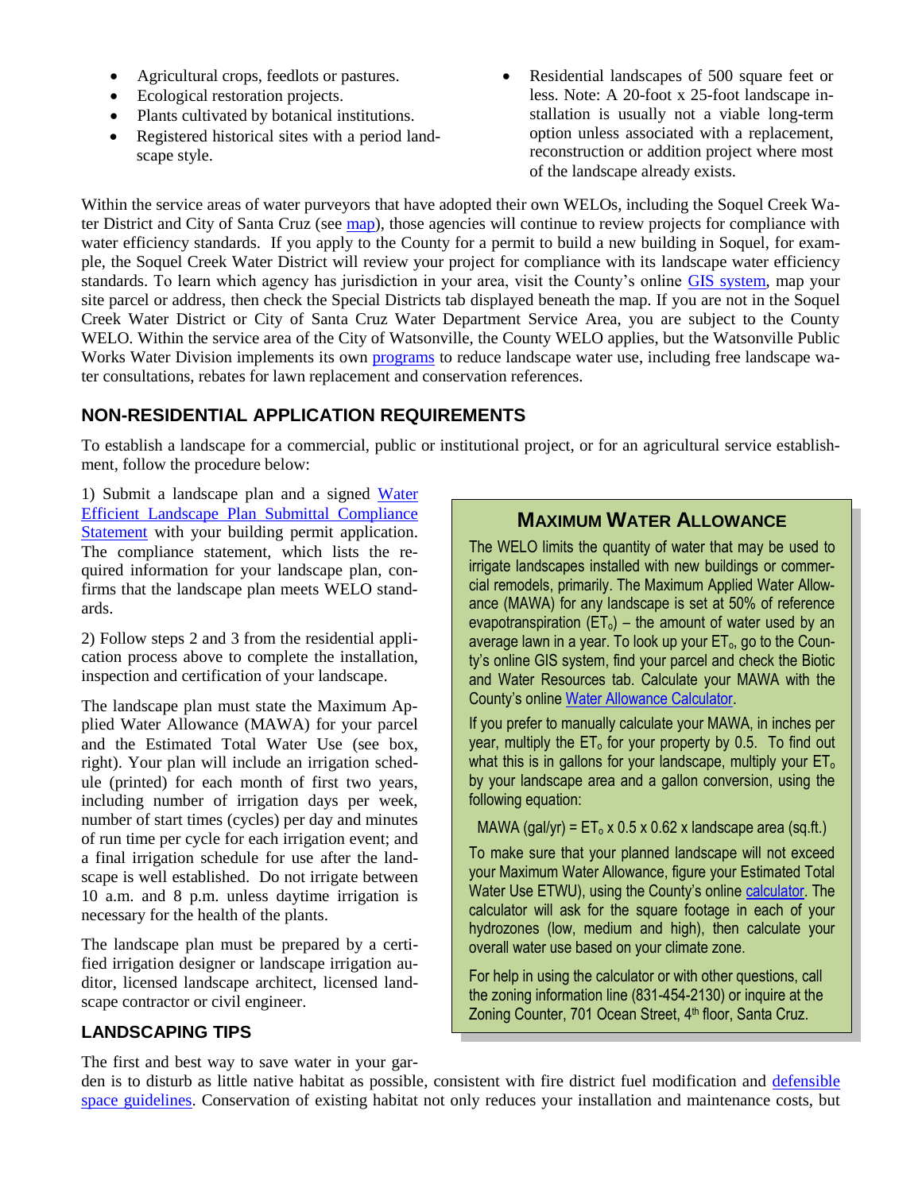- Agricultural crops, feedlots or pastures.
- Ecological restoration projects.
- Plants cultivated by botanical institutions.
- Registered historical sites with a period landscape style.
- Residential landscapes of 500 square feet or less. Note: A 20-foot x 25-foot landscape installation is usually not a viable long-term option unless associated with a replacement, reconstruction or addition project where most of the landscape already exists.

Within the service areas of water purveyors that have adopted their own WELOs, including the Soquel Creek Water District and City of Santa Cruz (see map), those agencies will continue to review projects for compliance with water efficiency standards. If you apply to the County for a permit to build a new building in Soquel, for example, the Soquel Creek Water District will review your project for compliance with its landscape water efficiency standards. To learn which agency has jurisdiction in your area, visit the County's online GIS system, map your site parcel or address, then check the Special Districts tab displayed beneath the map. If you are not in the Soquel Creek Water District or City of Santa Cruz Water Department Service Area, you are subject to the County WELO. Within the service area of the City of Watsonville, the County WELO applies, but the Watsonville Public Works Water Division implements its own programs to reduce landscape water use, including free landscape water consultations, rebates for lawn replacement and conservation references.

## NON-RESIDENTIAL APPLICATION REQUIREMENTS

To establish a landscape for a commercial, public or institutional project, or for an agricultural service establishment, follow the procedure below:

1) Submit a landscape plan and a signed Water Efficient Landscape Plan Submittal Compliance Statement with your building permit application. The compliance statement, which lists the required information for your landscape plan, confirms that the landscape plan meets WELO standards.

2) Follow steps 2 and 3 from the residential application process above to complete the installation, inspection and certification of your landscape.

The landscape plan must state the Maximum Applied Water Allowance (MAWA) for your parcel and the Estimated Total Water Use (see box, right). Your plan will include an irrigation schedule (printed) for each month of first two years, including number of irrigation days per week, number of start times (cycles) per day and minutes of run time per cycle for each irrigation event; and a final irrigation schedule for use after the landscape is well established. Do not irrigate between 10 a.m. and 8 p.m. unless daytime irrigation is necessary for the health of the plants.

The landscape plan must be prepared by a certified irrigation designer or landscape irrigation auditor, licensed landscape architect, licensed landscape contractor or civil engineer.

### MAXIMUM WATER ALLOWANCE

The WELO limits the quantity of water that may be used to irrigate landscapes installed with new buildings or commercial remodels, primarily. The Maximum Applied Water Allowance (MAWA) for any landscape is set at 50% of reference evapotranspiration ($ET_o$) – the amount of water used by an average lawn in a year. To look up your $ET_o$, go to the County's online GIS system, find your parcel and check the Biotic and Water Resources tab. Calculate your MAWA with the County's online Water Allowance Calculator.

If you prefer to manually calculate your MAWA, in inches per year, multiply the $ET_o$ for your property by 0.5. To find out what this is in gallons for your landscape, multiply your $ET_o$ by your landscape area and a gallon conversion, using the following equation:

$$\text{MAWA (gal/yr)} = ET_o \times 0.5 \times 0.62 \times \text{landscape area (sq.ft.)}$$

To make sure that your planned landscape will not exceed your Maximum Water Allowance, figure your Estimated Total Water Use ETWU), using the County's online calculator. The calculator will ask for the square footage in each of your hydrozones (low, medium and high), then calculate your overall water use based on your climate zone.

For help in using the calculator or with other questions, call the zoning information line (831-454-2130) or inquire at the Zoning Counter, 701 Ocean Street, 4th floor, Santa Cruz.

## LANDSCAPING TIPS

The first and best way to save water in your garden is to disturb as little native habitat as possible, consistent with fire district fuel modification and defensible space guidelines. Conservation of existing habitat not only reduces your installation and maintenance costs, but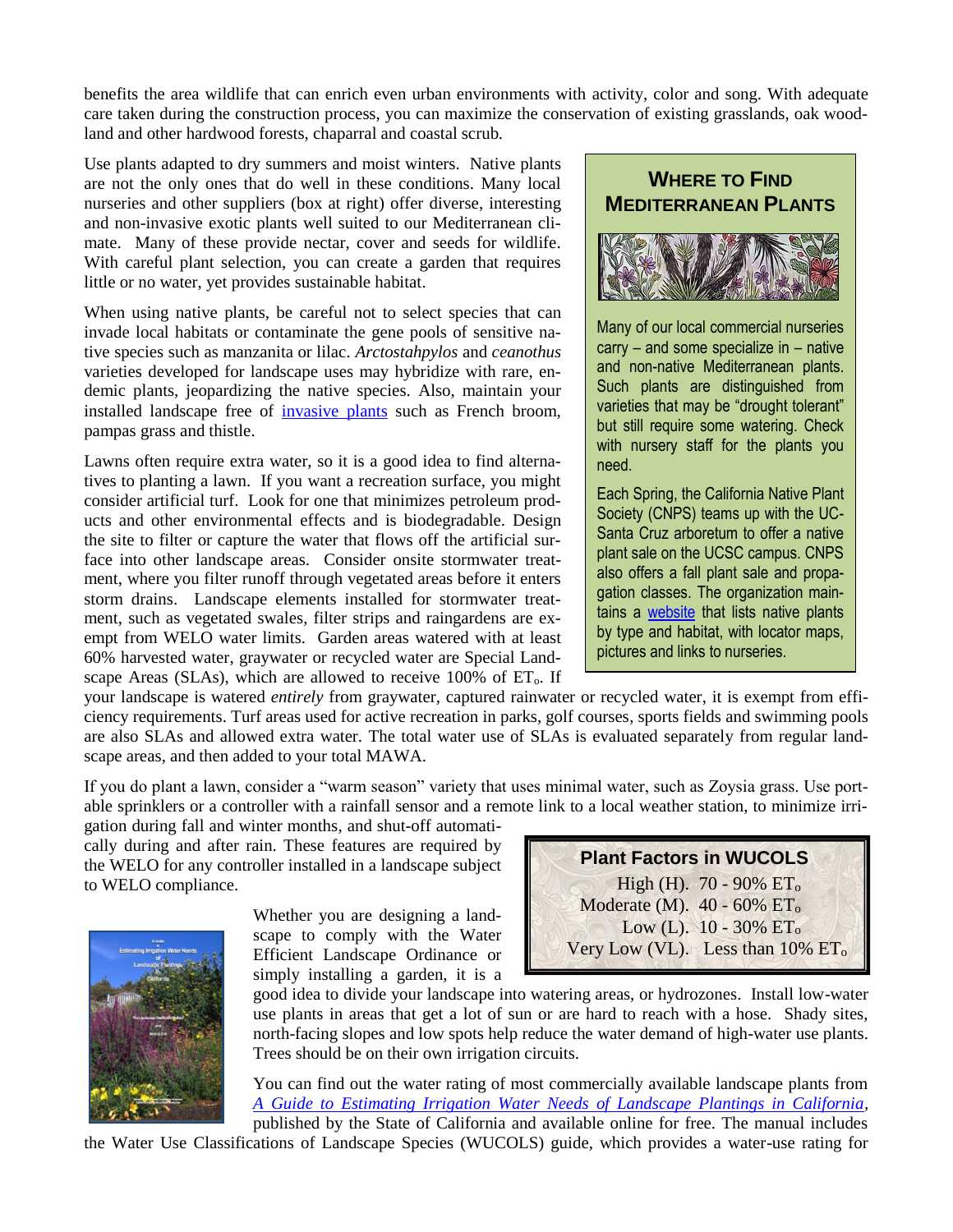benefits the area wildlife that can enrich even urban environments with activity, color and song. With adequate care taken during the construction process, you can maximize the conservation of existing grasslands, oak woodland and other hardwood forests, chaparral and coastal scrub.

Use plants adapted to dry summers and moist winters. Native plants are not the only ones that do well in these conditions. Many local nurseries and other suppliers (box at right) offer diverse, interesting and non-invasive exotic plants well suited to our Mediterranean climate. Many of these provide nectar, cover and seeds for wildlife. With careful plant selection, you can create a garden that requires little or no water, yet provides sustainable habitat.

When using native plants, be careful not to select species that can invade local habitats or contaminate the gene pools of sensitive native species such as manzanita or lilac. *Arctostahpylos* and *ceanothus* varieties developed for landscape uses may hybridize with rare, endemic plants, jeopardizing the native species. Also, maintain your installed landscape free of invasive plants such as French broom, pampas grass and thistle.

Lawns often require extra water, so it is a good idea to find alternatives to planting a lawn. If you want a recreation surface, you might consider artificial turf. Look for one that minimizes petroleum products and other environmental effects and is biodegradable. Design the site to filter or capture the water that flows off the artificial surface into other landscape areas. Consider onsite stormwater treatment, where you filter runoff through vegetated areas before it enters storm drains. Landscape elements installed for stormwater treatment, such as vegetated swales, filter strips and raingardens are exempt from WELO water limits. Garden areas watered with at least 60% harvested water, graywater or recycled water are Special Landscape Areas (SLAs), which are allowed to receive 100% of $ET_o$. If your landscape is watered *entirely* from graywater, captured rainwater or recycled water, it is exempt from efficiency requirements. Turf areas used for active recreation in parks, golf courses, sports fields and swimming pools are also SLAs and allowed extra water. The total water use of SLAs is evaluated separately from regular landscape areas, and then added to your total MAWA.

### Where to Find Mediterranean Plants

Many of our local commercial nurseries carry – and some specialize in – native and non-native Mediterranean plants. Such plants are distinguished from varieties that may be "drought tolerant" but still require some watering. Check with nursery staff for the plants you need.

Each Spring, the California Native Plant Society (CNPS) teams up with the UC-Santa Cruz arboretum to offer a native plant sale on the UCSC campus. CNPS also offers a fall plant sale and propagation classes. The organization maintains a website that lists native plants by type and habitat, with locator maps, pictures and links to nurseries.

If you do plant a lawn, consider a "warm season" variety that uses minimal water, such as Zoysia grass. Use portable sprinklers or a controller with a rainfall sensor and a remote link to a local weather station, to minimize irrigation during fall and winter months, and shut-off automatically during and after rain. These features are required by the WELO for any controller installed in a landscape subject to WELO compliance.

### Plant Factors in WUCOLS

High (H). 70 - 90% $ET_o$
Moderate (M). 40 - 60% $ET_o$
Low (L). 10 - 30% $ET_o$
Very Low (VL). Less than 10% $ET_o$

Whether you are designing a landscape to comply with the Water Efficient Landscape Ordinance or simply installing a garden, it is a good idea to divide your landscape into watering areas, or hydrozones. Install low-water use plants in areas that get a lot of sun or are hard to reach with a hose. Shady sites, north-facing slopes and low spots help reduce the water demand of high-water use plants. Trees should be on their own irrigation circuits.

You can find out the water rating of most commercially available landscape plants from *A Guide to Estimating Irrigation Water Needs of Landscape Plantings in California*, published by the State of California and available online for free. The manual includes the Water Use Classifications of Landscape Species (WUCOLS) guide, which provides a water-use rating for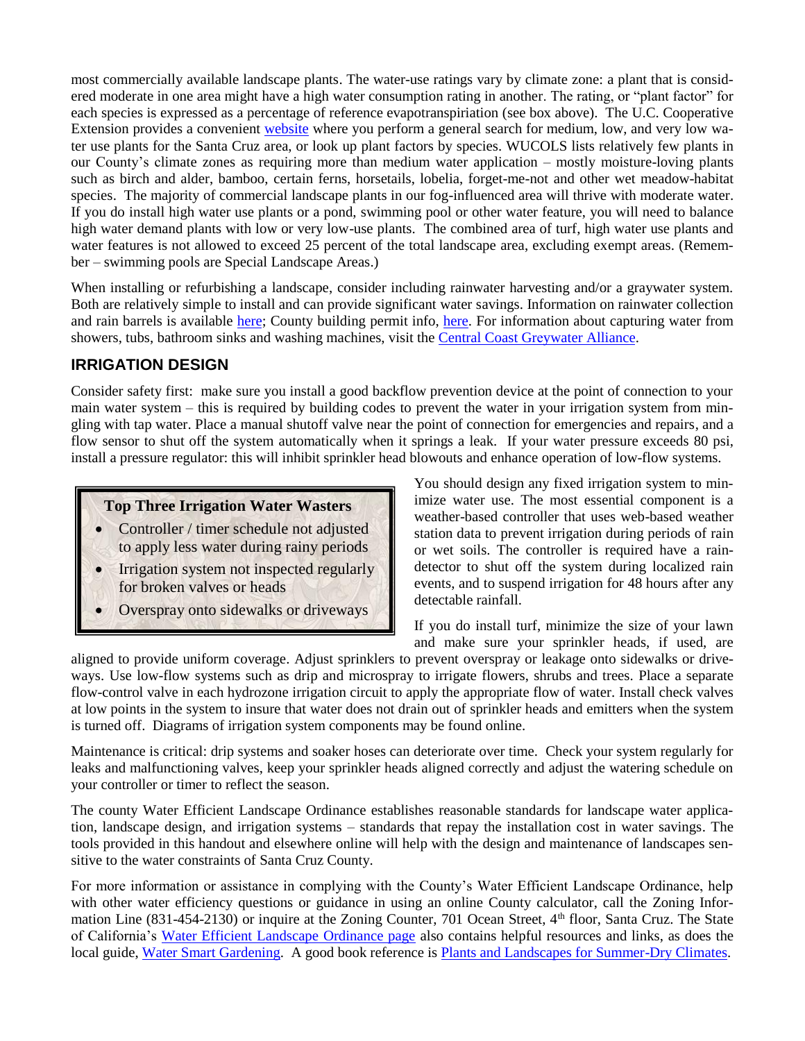most commercially available landscape plants. The water-use ratings vary by climate zone: a plant that is considered moderate in one area might have a high water consumption rating in another. The rating, or "plant factor" for each species is expressed as a percentage of reference evapotranspiriation (see box above). The U.C. Cooperative Extension provides a convenient website where you perform a general search for medium, low, and very low water use plants for the Santa Cruz area, or look up plant factors by species. WUCOLS lists relatively few plants in our County's climate zones as requiring more than medium water application – mostly moisture-loving plants such as birch and alder, bamboo, certain ferns, horsetails, lobelia, forget-me-not and other wet meadow-habitat species. The majority of commercial landscape plants in our fog-influenced area will thrive with moderate water. If you do install high water use plants or a pond, swimming pool or other water feature, you will need to balance high water demand plants with low or very low-use plants. The combined area of turf, high water use plants and water features is not allowed to exceed 25 percent of the total landscape area, excluding exempt areas. (Remember – swimming pools are Special Landscape Areas.)

When installing or refurbishing a landscape, consider including rainwater harvesting and/or a graywater system. Both are relatively simple to install and can provide significant water savings. Information on rainwater collection and rain barrels is available here; County building permit info, here. For information about capturing water from showers, tubs, bathroom sinks and washing machines, visit the Central Coast Greywater Alliance.

## IRRIGATION DESIGN

Consider safety first: make sure you install a good backflow prevention device at the point of connection to your main water system – this is required by building codes to prevent the water in your irrigation system from mingling with tap water. Place a manual shutoff valve near the point of connection for emergencies and repairs, and a flow sensor to shut off the system automatically when it springs a leak. If your water pressure exceeds 80 psi, install a pressure regulator: this will inhibit sprinkler head blowouts and enhance operation of low-flow systems.

**Top Three Irrigation Water Wasters**

- Controller / timer schedule not adjusted to apply less water during rainy periods
- Irrigation system not inspected regularly for broken valves or heads
- Overspray onto sidewalks or driveways

You should design any fixed irrigation system to minimize water use. The most essential component is a weather-based controller that uses web-based weather station data to prevent irrigation during periods of rain or wet soils. The controller is required have a rain-detector to shut off the system during localized rain events, and to suspend irrigation for 48 hours after any detectable rainfall.

If you do install turf, minimize the size of your lawn and make sure your sprinkler heads, if used, are aligned to provide uniform coverage. Adjust sprinklers to prevent overspray or leakage onto sidewalks or driveways. Use low-flow systems such as drip and microspray to irrigate flowers, shrubs and trees. Place a separate flow-control valve in each hydrozone irrigation circuit to apply the appropriate flow of water. Install check valves at low points in the system to insure that water does not drain out of sprinkler heads and emitters when the system is turned off. Diagrams of irrigation system components may be found online.

Maintenance is critical: drip systems and soaker hoses can deteriorate over time. Check your system regularly for leaks and malfunctioning valves, keep your sprinkler heads aligned correctly and adjust the watering schedule on your controller or timer to reflect the season.

The county Water Efficient Landscape Ordinance establishes reasonable standards for landscape water application, landscape design, and irrigation systems – standards that repay the installation cost in water savings. The tools provided in this handout and elsewhere online will help with the design and maintenance of landscapes sensitive to the water constraints of Santa Cruz County.

For more information or assistance in complying with the County's Water Efficient Landscape Ordinance, help with other water efficiency questions or guidance in using an online County calculator, call the Zoning Information Line (831-454-2130) or inquire at the Zoning Counter, 701 Ocean Street, 4th floor, Santa Cruz. The State of California's Water Efficient Landscape Ordinance page also contains helpful resources and links, as does the local guide, Water Smart Gardening. A good book reference is Plants and Landscapes for Summer-Dry Climates.